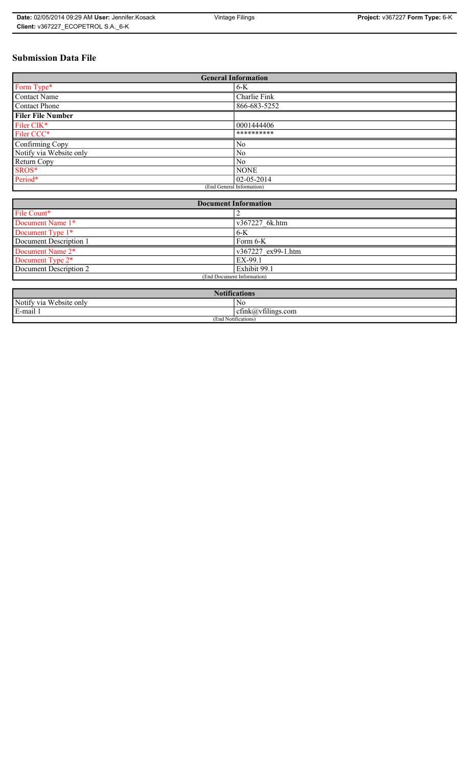# Submission Data File

| General Information | |
|---|---|
| Form Type* | 6-K |
| Contact Name | Charlie Fink |
| Contact Phone | 866-683-5252 |
| **Filer File Number** | |
| Filer CIK* | 0001444406 |
| Filer CCC* | ********** |
| Confirming Copy | No |
| Notify via Website only | No |
| Return Copy | No |
| SROS* | NONE |
| Period* | 02-05-2014 |
| (End General Information) | |

| Document Information | |
|---|---|
| File Count* | 2 |
| Document Name 1* | v367227_6k.htm |
| Document Type 1* | 6-K |
| Document Description 1 | Form 6-K |
| Document Name 2* | v367227_ex99-1.htm |
| Document Type 2* | EX-99.1 |
| Document Description 2 | Exhibit 99.1 |
| (End Document Information) | |

| Notifications | |
|---|---|
| Notify via Website only | No |
| E-mail 1 | cfink@vfilings.com |
| (End Notifications) | |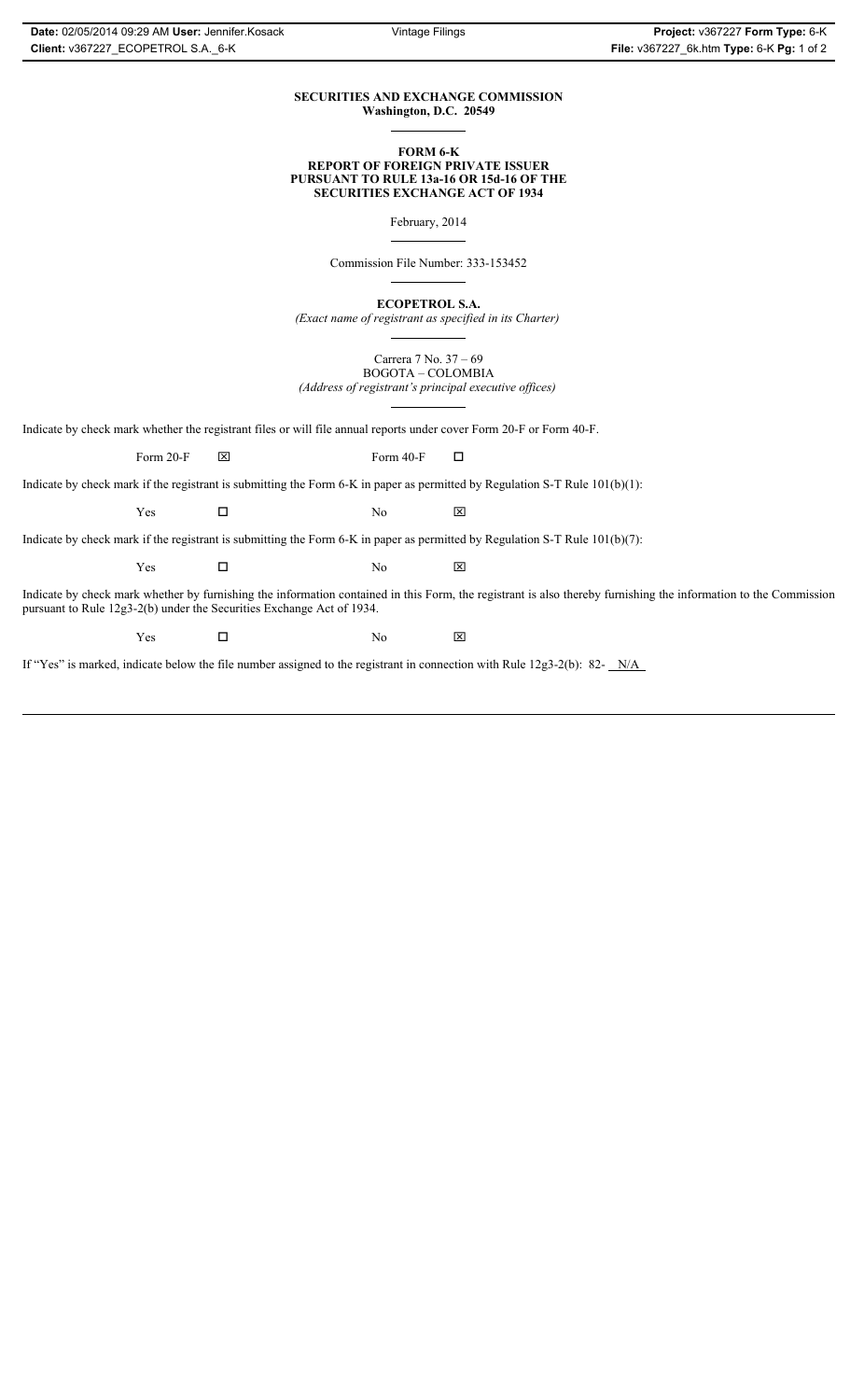**SECURITIES AND EXCHANGE COMMISSION**
**Washington, D.C. 20549**

**FORM 6-K**
**REPORT OF FOREIGN PRIVATE ISSUER**
**PURSUANT TO RULE 13a-16 OR 15d-16 OF THE**
**SECURITIES EXCHANGE ACT OF 1934**

February, 2014

Commission File Number: 333-153452

**ECOPETROL S.A.**
*(Exact name of registrant as specified in its Charter)*

Carrera 7 No. 37 – 69
BOGOTA – COLOMBIA
*(Address of registrant's principal executive offices)*

Indicate by check mark whether the registrant files or will file annual reports under cover Form 20-F or Form 40-F.

Form 20-F ☒ Form 40-F ☐

Indicate by check mark if the registrant is submitting the Form 6-K in paper as permitted by Regulation S-T Rule 101(b)(1):

Yes ☐ No ☒

Indicate by check mark if the registrant is submitting the Form 6-K in paper as permitted by Regulation S-T Rule 101(b)(7):

Yes ☐ No ☒

Indicate by check mark whether by furnishing the information contained in this Form, the registrant is also thereby furnishing the information to the Commission pursuant to Rule 12g3-2(b) under the Securities Exchange Act of 1934.

Yes ☐ No ☒

If "Yes" is marked, indicate below the file number assigned to the registrant in connection with Rule 12g3-2(b): 82- N/A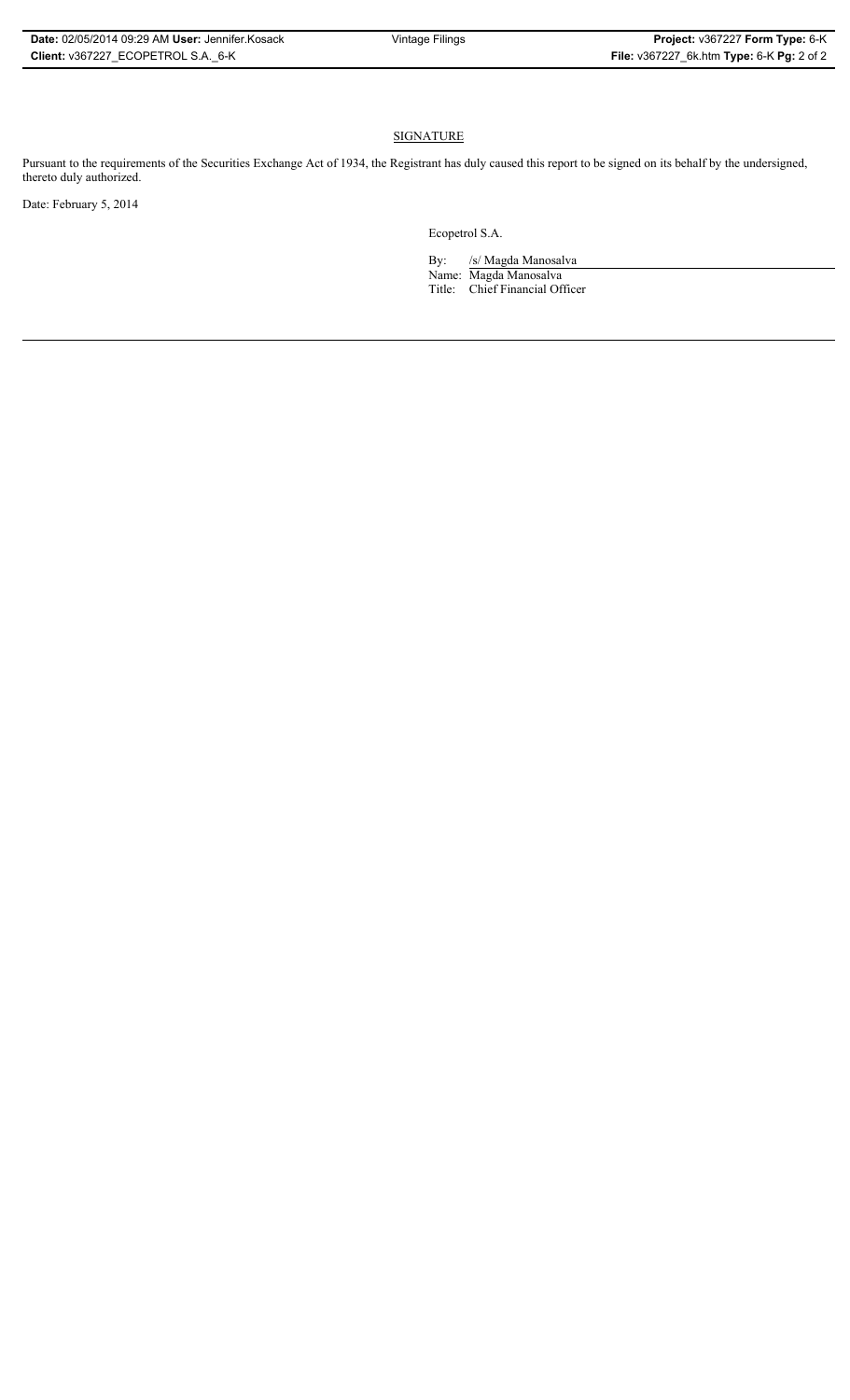## SIGNATURE

Pursuant to the requirements of the Securities Exchange Act of 1934, the Registrant has duly caused this report to be signed on its behalf by the undersigned, thereto duly authorized.

Date: February 5, 2014

Ecopetrol S.A.

By: /s/ Magda Manosalva

Name: Magda Manosalva

Title: Chief Financial Officer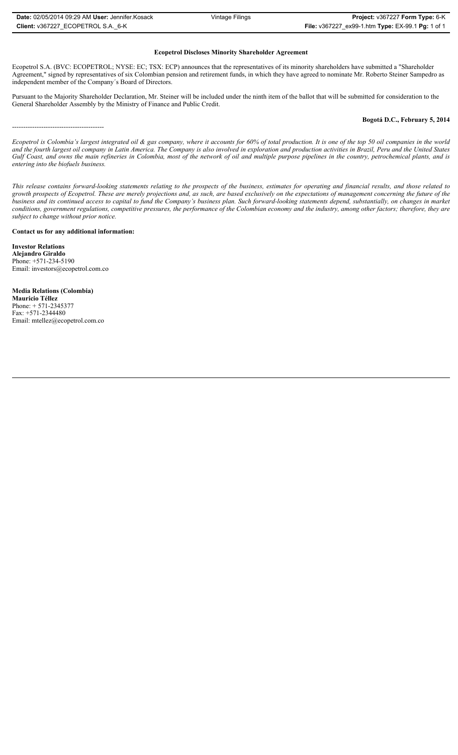**Ecopetrol Discloses Minority Shareholder Agreement**

Ecopetrol S.A. (BVC: ECOPETROL; NYSE: EC; TSX: ECP) announces that the representatives of its minority shareholders have submitted a "Shareholder Agreement," signed by representatives of six Colombian pension and retirement funds, in which they have agreed to nominate Mr. Roberto Steiner Sampedro as independent member of the Company´s Board of Directors.

Pursuant to the Majority Shareholder Declaration, Mr. Steiner will be included under the ninth item of the ballot that will be submitted for consideration to the General Shareholder Assembly by the Ministry of Finance and Public Credit.

**Bogotá D.C., February 5, 2014**

-----------------------------------------

*Ecopetrol is Colombia's largest integrated oil & gas company, where it accounts for 60% of total production. It is one of the top 50 oil companies in the world and the fourth largest oil company in Latin America. The Company is also involved in exploration and production activities in Brazil, Peru and the United States Gulf Coast, and owns the main refineries in Colombia, most of the network of oil and multiple purpose pipelines in the country, petrochemical plants, and is entering into the biofuels business.*

*This release contains forward-looking statements relating to the prospects of the business, estimates for operating and financial results, and those related to growth prospects of Ecopetrol. These are merely projections and, as such, are based exclusively on the expectations of management concerning the future of the business and its continued access to capital to fund the Company's business plan. Such forward-looking statements depend, substantially, on changes in market conditions, government regulations, competitive pressures, the performance of the Colombian economy and the industry, among other factors; therefore, they are subject to change without prior notice.*

**Contact us for any additional information:**

**Investor Relations**
**Alejandro Giraldo**
Phone: +571-234-5190
Email: investors@ecopetrol.com.co

**Media Relations (Colombia)**
**Mauricio Téllez**
Phone: + 571-2345377
Fax: +571-2344480
Email: mtellez@ecopetrol.com.co